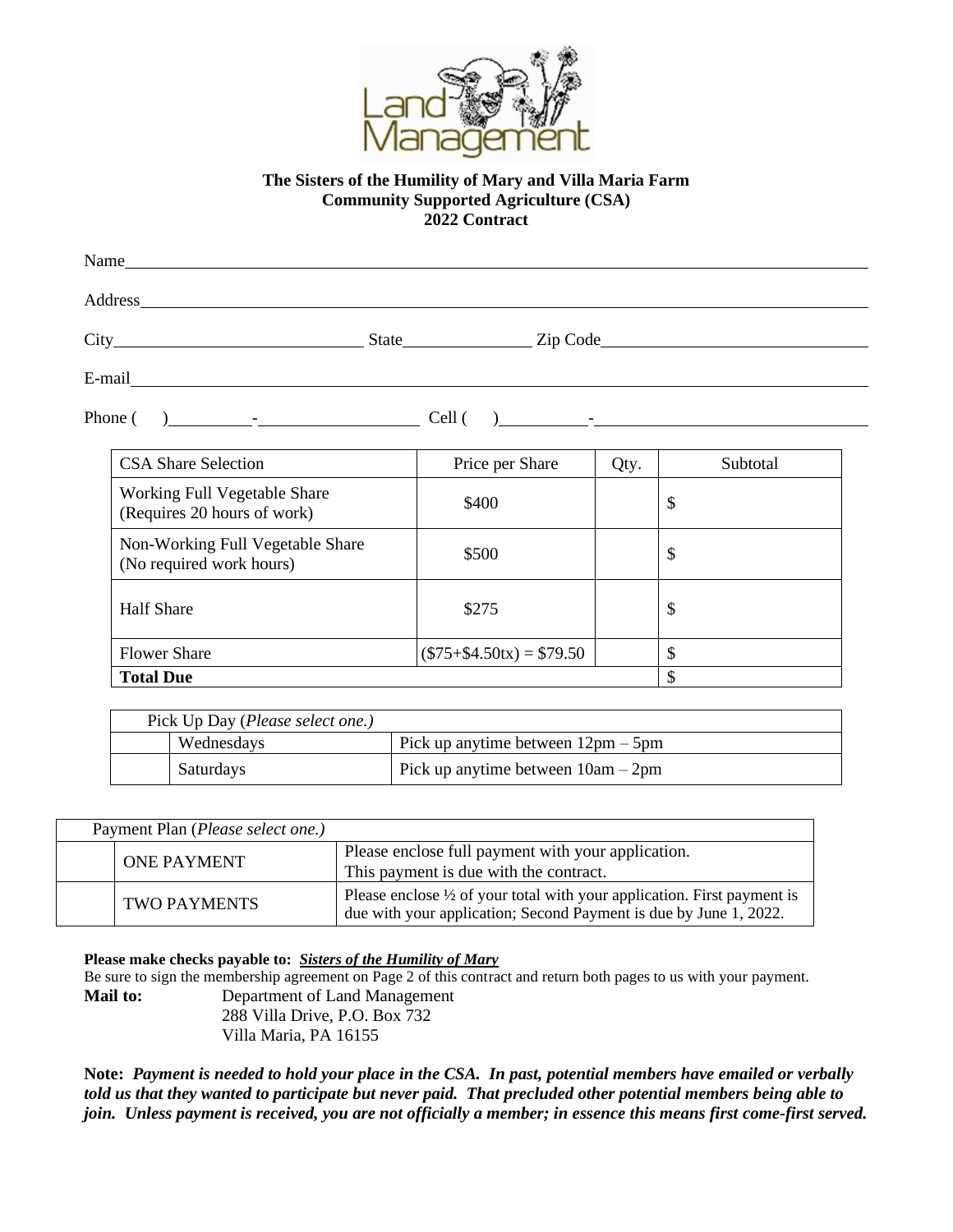Land Management

**The Sisters of the Humility of Mary and Villa Maria Farm**
**Community Supported Agriculture (CSA)**
**2022 Contract**

Name\_\_\_\_\_\_\_\_\_\_\_\_\_\_\_\_\_\_\_\_\_\_\_\_\_\_\_\_\_\_\_\_\_\_\_\_\_\_\_\_\_\_\_\_\_\_\_\_\_\_\_\_\_\_\_\_\_\_\_\_

Address\_\_\_\_\_\_\_\_\_\_\_\_\_\_\_\_\_\_\_\_\_\_\_\_\_\_\_\_\_\_\_\_\_\_\_\_\_\_\_\_\_\_\_\_\_\_\_\_\_\_\_\_\_\_\_\_

City\_\_\_\_\_\_\_\_\_\_\_\_\_\_\_\_\_\_\_\_ State\_\_\_\_\_\_\_\_\_\_ Zip Code\_\_\_\_\_\_\_\_\_\_\_\_\_\_\_\_\_\_\_\_

E-mail\_\_\_\_\_\_\_\_\_\_\_\_\_\_\_\_\_\_\_\_\_\_\_\_\_\_\_\_\_\_\_\_\_\_\_\_\_\_\_\_\_\_\_\_\_\_\_\_\_\_\_\_\_\_\_\_\_

Phone (    )\_\_\_\_\_\_\_\_-\_\_\_\_\_\_\_\_\_\_\_\_\_\_ Cell (    )\_\_\_\_\_\_\_\_-\_\_\_\_\_\_\_\_\_\_\_\_\_\_\_\_\_\_\_\_

| CSA Share Selection | Price per Share | Qty. | Subtotal |
|---|---|---|---|
| Working Full Vegetable Share (Requires 20 hours of work) | $400 | | $ |
| Non-Working Full Vegetable Share (No required work hours) | $500 | | $ |
| Half Share | $275 | | $ |
| Flower Share | ($75+$4.50tx) = $79.50 | | $ |
| **Total Due** | | | $ |

| Pick Up Day (*Please select one.*) | | |
|---|---|---|
| | Wednesdays | Pick up anytime between 12pm – 5pm |
| | Saturdays | Pick up anytime between 10am – 2pm |

| Payment Plan (*Please select one.*) | | |
|---|---|---|
| | ONE PAYMENT | Please enclose full payment with your application. This payment is due with the contract. |
| | TWO PAYMENTS | Please enclose ½ of your total with your application. First payment is due with your application; Second Payment is due by June 1, 2022. |

**Please make checks payable to:** ***Sisters of the Humility of Mary***

Be sure to sign the membership agreement on Page 2 of this contract and return both pages to us with your payment.

**Mail to:** Department of Land Management
288 Villa Drive, P.O. Box 732
Villa Maria, PA 16155

**Note:** ***Payment is needed to hold your place in the CSA. In past, potential members have emailed or verbally told us that they wanted to participate but never paid. That precluded other potential members being able to join. Unless payment is received, you are not officially a member; in essence this means first come-first served.***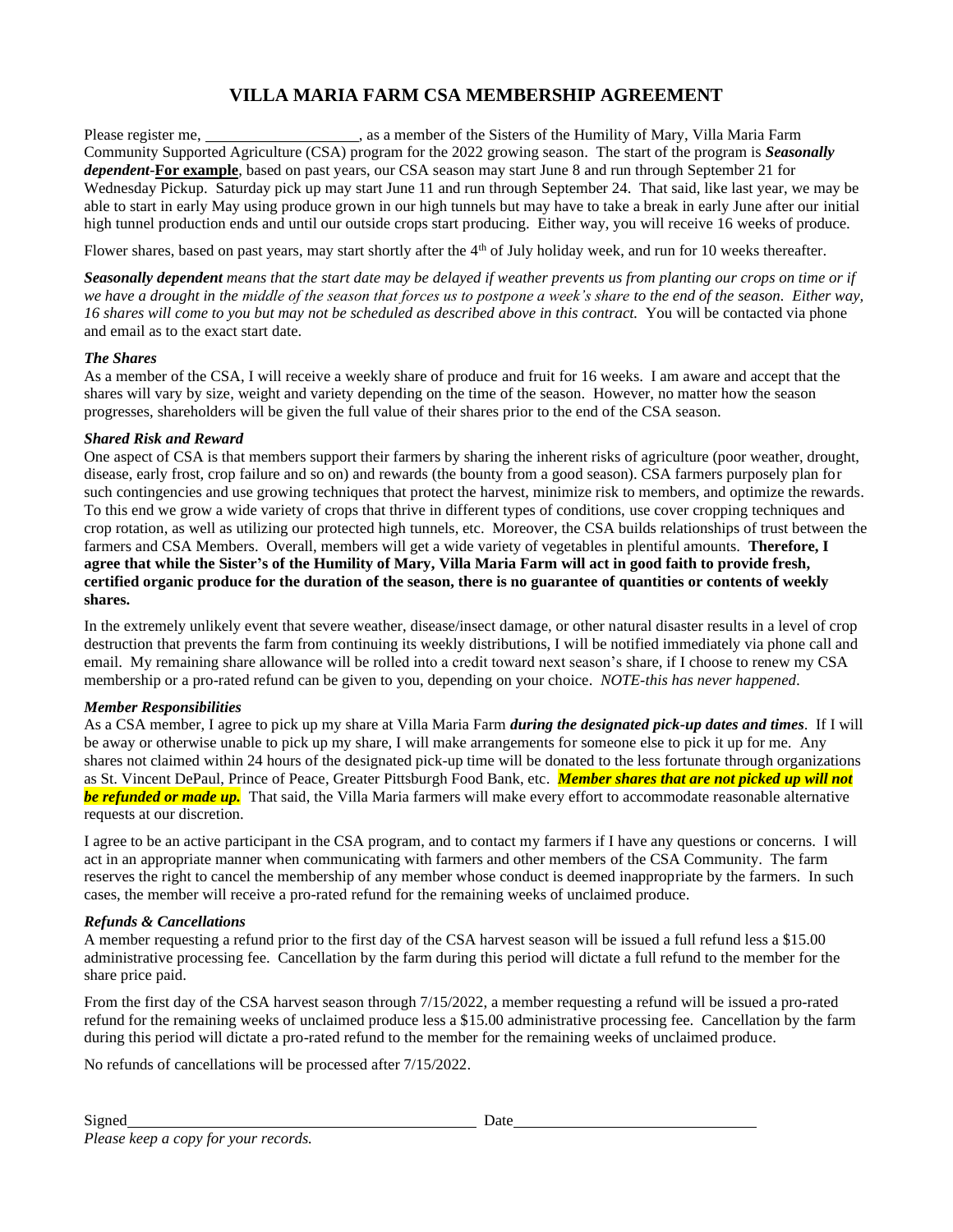# VILLA MARIA FARM CSA MEMBERSHIP AGREEMENT

Please register me, ____________________, as a member of the Sisters of the Humility of Mary, Villa Maria Farm Community Supported Agriculture (CSA) program for the 2022 growing season. The start of the program is ***Seasonally dependent*-****For example**, based on past years, our CSA season may start June 8 and run through September 21 for Wednesday Pickup. Saturday pick up may start June 11 and run through September 24. That said, like last year, we may be able to start in early May using produce grown in our high tunnels but may have to take a break in early June after our initial high tunnel production ends and until our outside crops start producing. Either way, you will receive 16 weeks of produce.

Flower shares, based on past years, may start shortly after the 4th of July holiday week, and run for 10 weeks thereafter.

***Seasonally dependent** means that the start date may be delayed if weather prevents us from planting our crops on time or if we have a drought in the middle of the season that forces us to postpone a week's share to the end of the season. Either way, 16 shares will come to you but may not be scheduled as described above in this contract.* You will be contacted via phone and email as to the exact start date.

***The Shares***

As a member of the CSA, I will receive a weekly share of produce and fruit for 16 weeks. I am aware and accept that the shares will vary by size, weight and variety depending on the time of the season. However, no matter how the season progresses, shareholders will be given the full value of their shares prior to the end of the CSA season.

***Shared Risk and Reward***

One aspect of CSA is that members support their farmers by sharing the inherent risks of agriculture (poor weather, drought, disease, early frost, crop failure and so on) and rewards (the bounty from a good season). CSA farmers purposely plan for such contingencies and use growing techniques that protect the harvest, minimize risk to members, and optimize the rewards. To this end we grow a wide variety of crops that thrive in different types of conditions, use cover cropping techniques and crop rotation, as well as utilizing our protected high tunnels, etc. Moreover, the CSA builds relationships of trust between the farmers and CSA Members. Overall, members will get a wide variety of vegetables in plentiful amounts. **Therefore, I agree that while the Sister's of the Humility of Mary, Villa Maria Farm will act in good faith to provide fresh, certified organic produce for the duration of the season, there is no guarantee of quantities or contents of weekly shares.**

In the extremely unlikely event that severe weather, disease/insect damage, or other natural disaster results in a level of crop destruction that prevents the farm from continuing its weekly distributions, I will be notified immediately via phone call and email. My remaining share allowance will be rolled into a credit toward next season's share, if I choose to renew my CSA membership or a pro-rated refund can be given to you, depending on your choice. *NOTE-this has never happened.*

***Member Responsibilities***

As a CSA member, I agree to pick up my share at Villa Maria Farm ***during the designated pick-up dates and times***. If I will be away or otherwise unable to pick up my share, I will make arrangements for someone else to pick it up for me. Any shares not claimed within 24 hours of the designated pick-up time will be donated to the less fortunate through organizations as St. Vincent DePaul, Prince of Peace, Greater Pittsburgh Food Bank, etc. ***Member shares that are not picked up will not be refunded or made up.*** That said, the Villa Maria farmers will make every effort to accommodate reasonable alternative requests at our discretion.

I agree to be an active participant in the CSA program, and to contact my farmers if I have any questions or concerns. I will act in an appropriate manner when communicating with farmers and other members of the CSA Community. The farm reserves the right to cancel the membership of any member whose conduct is deemed inappropriate by the farmers. In such cases, the member will receive a pro-rated refund for the remaining weeks of unclaimed produce.

***Refunds & Cancellations***

A member requesting a refund prior to the first day of the CSA harvest season will be issued a full refund less a $15.00 administrative processing fee. Cancellation by the farm during this period will dictate a full refund to the member for the share price paid.

From the first day of the CSA harvest season through 7/15/2022, a member requesting a refund will be issued a pro-rated refund for the remaining weeks of unclaimed produce less a $15.00 administrative processing fee. Cancellation by the farm during this period will dictate a pro-rated refund to the member for the remaining weeks of unclaimed produce.

No refunds of cancellations will be processed after 7/15/2022.

Signed_____________________________________________ Date______________________________

*Please keep a copy for your records.*